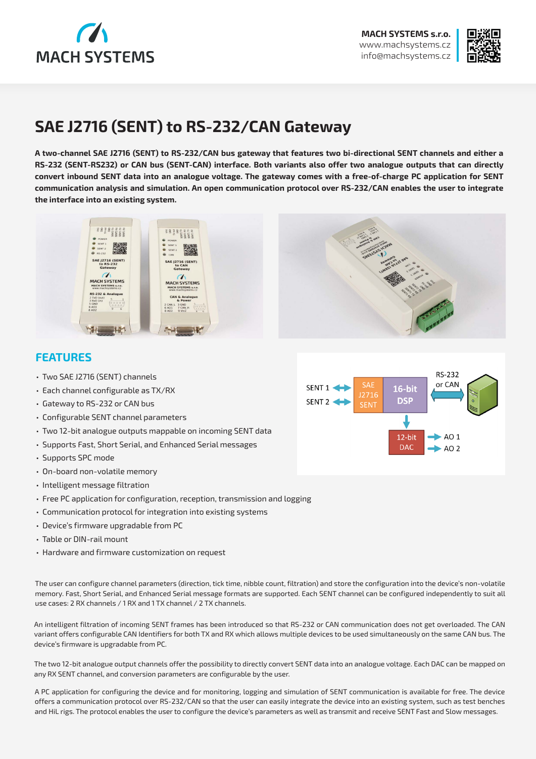MACH SYSTEMS

**MACH SYSTEMS s.r.o.**
www.machsystems.cz
info@machsystems.cz

# SAE J2716 (SENT) to RS-232/CAN Gateway

**A two-channel SAE J2716 (SENT) to RS-232/CAN bus gateway that features two bi-directional SENT channels and either a RS-232 (SENT-RS232) or CAN bus (SENT-CAN) interface. Both variants also offer two analogue outputs that can directly convert inbound SENT data into an analogue voltage. The gateway comes with a free-of-charge PC application for SENT communication analysis and simulation. An open communication protocol over RS-232/CAN enables the user to integrate the interface into an existing system.**

## FEATURES

- Two SAE J2716 (SENT) channels
- Each channel configurable as TX/RX
- Gateway to RS-232 or CAN bus
- Configurable SENT channel parameters
- Two 12-bit analogue outputs mappable on incoming SENT data
- Supports Fast, Short Serial, and Enhanced Serial messages
- Supports SPC mode
- On-board non-volatile memory
- Intelligent message filtration
- Free PC application for configuration, reception, transmission and logging
- Communication protocol for integration into existing systems
- Device's firmware upgradable from PC
- Table or DIN-rail mount
- Hardware and firmware customization on request

The user can configure channel parameters (direction, tick time, nibble count, filtration) and store the configuration into the device's non-volatile memory. Fast, Short Serial, and Enhanced Serial message formats are supported. Each SENT channel can be configured independently to suit all use cases: 2 RX channels / 1 RX and 1 TX channel / 2 TX channels.

An intelligent filtration of incoming SENT frames has been introduced so that RS-232 or CAN communication does not get overloaded. The CAN variant offers configurable CAN Identifiers for both TX and RX which allows multiple devices to be used simultaneously on the same CAN bus. The device's firmware is upgradable from PC.

The two 12-bit analogue output channels offer the possibility to directly convert SENT data into an analogue voltage. Each DAC can be mapped on any RX SENT channel, and conversion parameters are configurable by the user.

A PC application for configuring the device and for monitoring, logging and simulation of SENT communication is available for free. The device offers a communication protocol over RS-232/CAN so that the user can easily integrate the device into an existing system, such as test benches and HiL rigs. The protocol enables the user to configure the device's parameters as well as transmit and receive SENT Fast and Slow messages.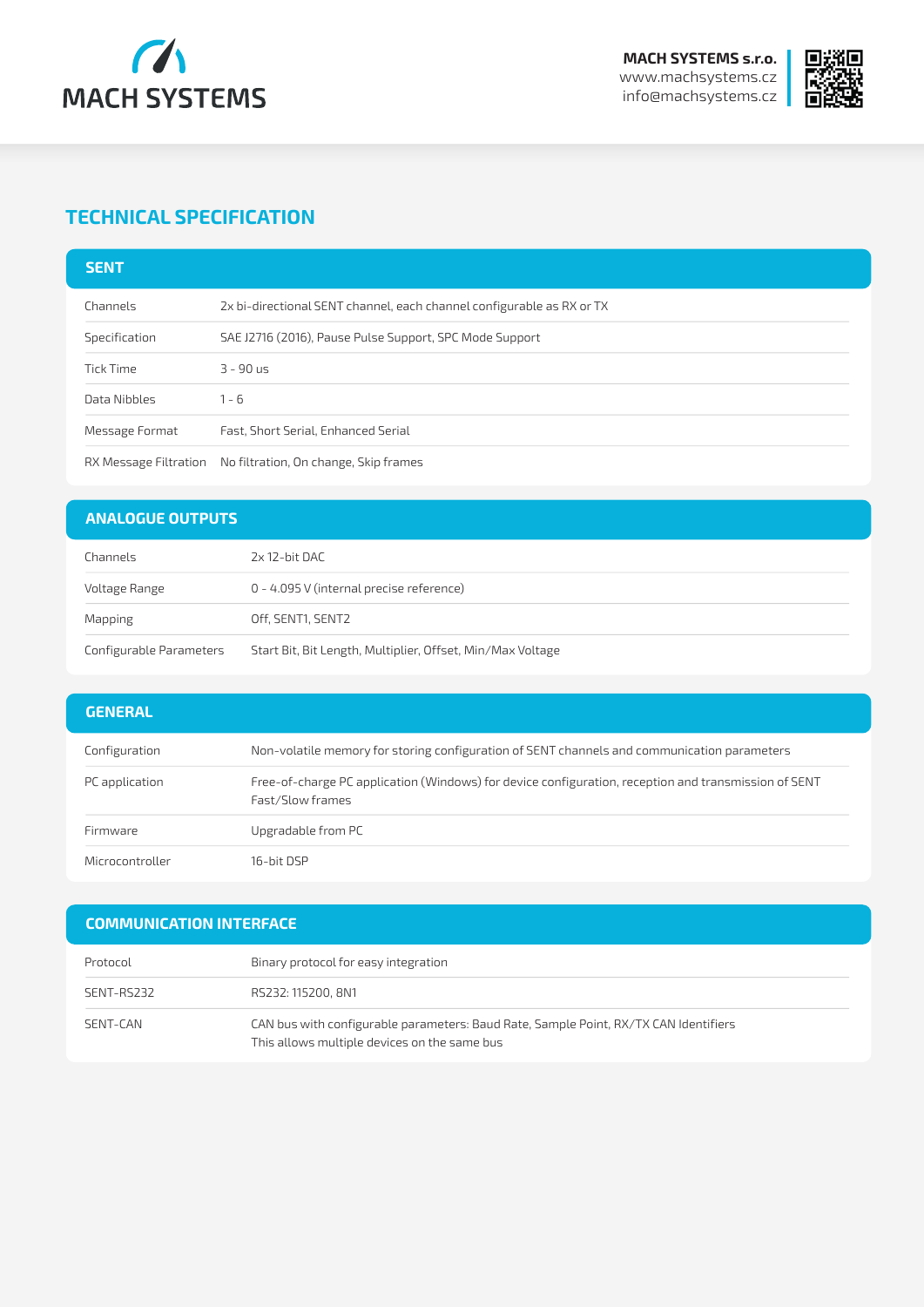## TECHNICAL SPECIFICATION

### SENT

| | |
|---|---|
| Channels | 2x bi-directional SENT channel, each channel configurable as RX or TX |
| Specification | SAE J2716 (2016), Pause Pulse Support, SPC Mode Support |
| Tick Time | 3 - 90 us |
| Data Nibbles | 1 - 6 |
| Message Format | Fast, Short Serial, Enhanced Serial |
| RX Message Filtration | No filtration, On change, Skip frames |

### ANALOGUE OUTPUTS

| | |
|---|---|
| Channels | 2x 12-bit DAC |
| Voltage Range | 0 - 4.095 V (internal precise reference) |
| Mapping | Off, SENT1, SENT2 |
| Configurable Parameters | Start Bit, Bit Length, Multiplier, Offset, Min/Max Voltage |

### GENERAL

| | |
|---|---|
| Configuration | Non-volatile memory for storing configuration of SENT channels and communication parameters |
| PC application | Free-of-charge PC application (Windows) for device configuration, reception and transmission of SENT Fast/Slow frames |
| Firmware | Upgradable from PC |
| Microcontroller | 16-bit DSP |

### COMMUNICATION INTERFACE

| | |
|---|---|
| Protocol | Binary protocol for easy integration |
| SENT-RS232 | RS232: 115200, 8N1 |
| SENT-CAN | CAN bus with configurable parameters: Baud Rate, Sample Point, RX/TX CAN Identifiers<br>This allows multiple devices on the same bus |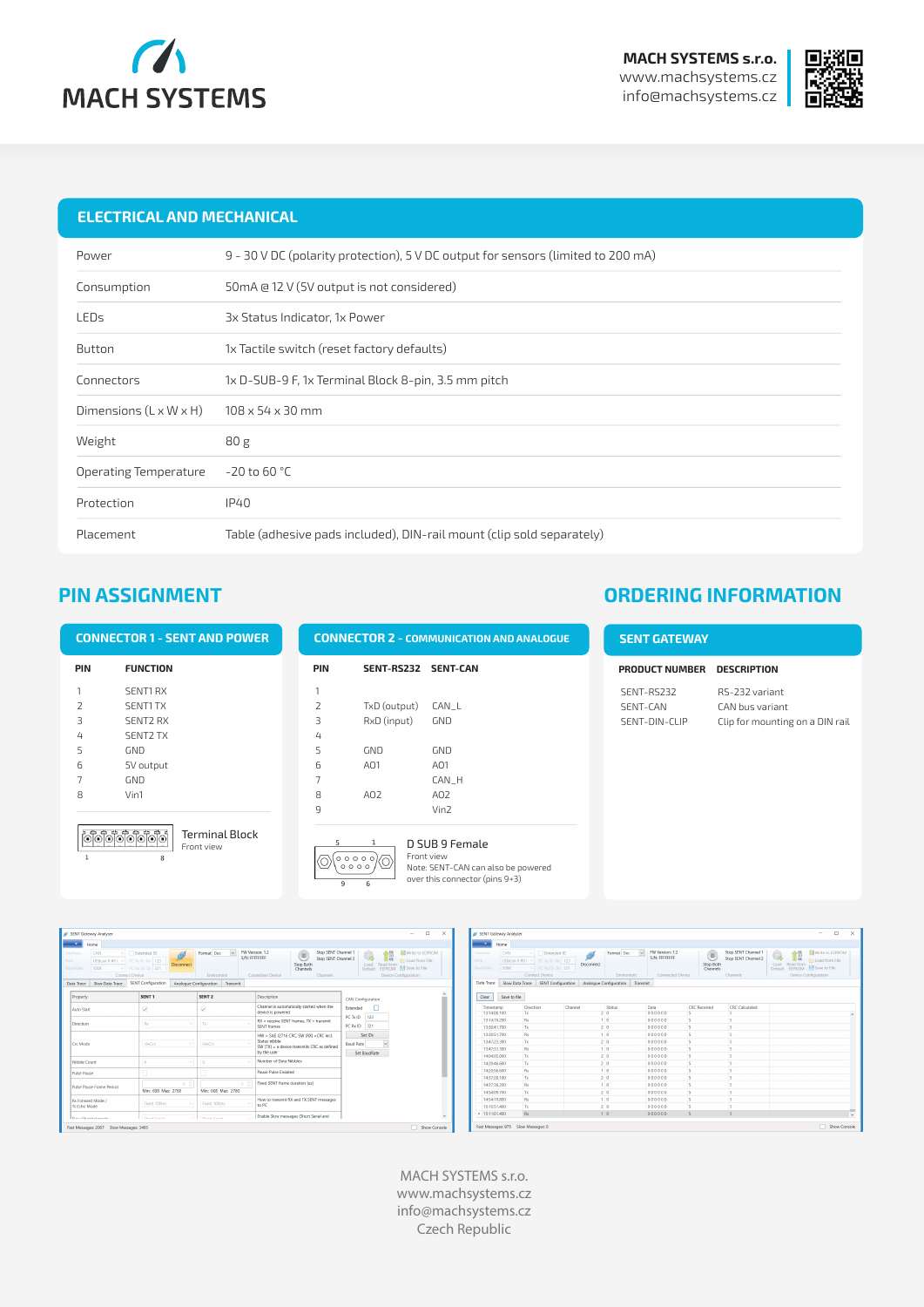MACH SYSTEMS

MACH SYSTEMS s.r.o.
www.machsystems.cz
info@machsystems.cz

## ELECTRICAL AND MECHANICAL

| | |
|---|---|
| Power | 9 - 30 V DC (polarity protection), 5 V DC output for sensors (limited to 200 mA) |
| Consumption | 50mA @ 12 V (5V output is not considered) |
| LEDs | 3x Status Indicator, 1x Power |
| Button | 1x Tactile switch (reset factory defaults) |
| Connectors | 1x D-SUB-9 F, 1x Terminal Block 8-pin, 3.5 mm pitch |
| Dimensions (L x W x H) | 108 x 54 x 30 mm |
| Weight | 80 g |
| Operating Temperature | -20 to 60 °C |
| Protection | IP40 |
| Placement | Table (adhesive pads included), DIN-rail mount (clip sold separately) |

## PIN ASSIGNMENT

### CONNECTOR 1 - SENT AND POWER

| PIN | FUNCTION |
|---|---|
| 1 | SENT1 RX |
| 2 | SENT1 TX |
| 3 | SENT2 RX |
| 4 | SENT2 TX |
| 5 | GND |
| 6 | 5V output |
| 7 | GND |
| 8 | Vin1 |

Terminal Block
Front view

1 8

### CONNECTOR 2 - COMMUNICATION AND ANALOGUE

| PIN | SENT-RS232 | SENT-CAN |
|---|---|---|
| 1 | | |
| 2 | TxD (output) | CAN_L |
| 3 | RxD (input) | GND |
| 4 | | |
| 5 | GND | GND |
| 6 | AO1 | AO1 |
| 7 | | CAN_H |
| 8 | AO2 | AO2 |
| 9 | | Vin2 |

D SUB 9 Female
Front view
Note: SENT-CAN can also be powered over this connector (pins 9+3)

5 1
9 6

## ORDERING INFORMATION

### SENT GATEWAY

| PRODUCT NUMBER | DESCRIPTION |
|---|---|
| SENT-RS232 | RS-232 variant |
| SENT-CAN | CAN bus variant |
| SENT-DIN-CLIP | Clip for mounting on a DIN rail |

MACH SYSTEMS s.r.o.
www.machsystems.cz
info@machsystems.cz
Czech Republic